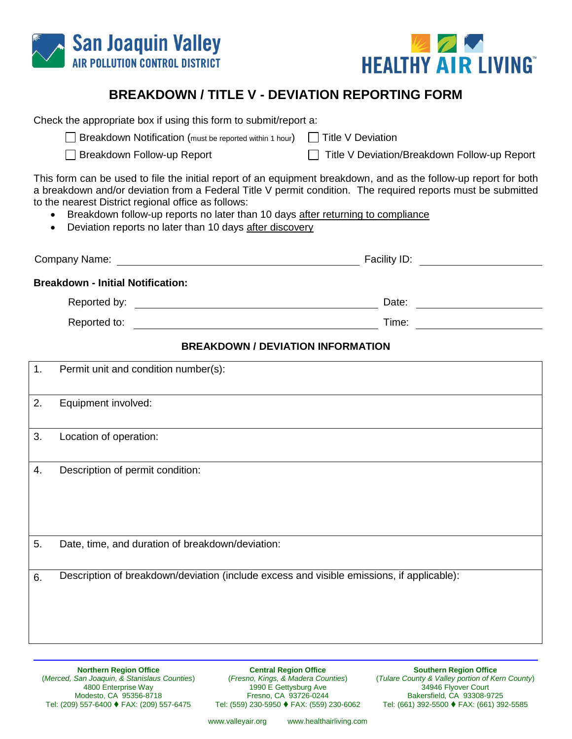San Joaquin Valley
AIR POLLUTION CONTROL DISTRICT

HEALTHY AIR LIVING™

# BREAKDOWN / TITLE V - DEVIATION REPORTING FORM

Check the appropriate box if using this form to submit/report a:

- ☐ Breakdown Notification (must be reported within 1 hour)
- ☐ Title V Deviation
- ☐ Breakdown Follow-up Report
- ☐ Title V Deviation/Breakdown Follow-up Report

This form can be used to file the initial report of an equipment breakdown, and as the follow-up report for both a breakdown and/or deviation from a Federal Title V permit condition. The required reports must be submitted to the nearest District regional office as follows:

- Breakdown follow-up reports no later than 10 days after returning to compliance
- Deviation reports no later than 10 days after discovery

Company Name: ______________________________ Facility ID: ______________

**Breakdown - Initial Notification:**

Reported by: ______________________________ Date: ______________

Reported to: ______________________________ Time: ______________

## BREAKDOWN / DEVIATION INFORMATION

| | |
|---|---|
| 1. | Permit unit and condition number(s): |
| 2. | Equipment involved: |
| 3. | Location of operation: |
| 4. | Description of permit condition: |
| 5. | Date, time, and duration of breakdown/deviation: |
| 6. | Description of breakdown/deviation (include excess and visible emissions, if applicable): |

**Northern Region Office**
(*Merced, San Joaquin, & Stanislaus Counties*)
4800 Enterprise Way
Modesto, CA 95356-8718
Tel: (209) 557-6400 ♦ FAX: (209) 557-6475

**Central Region Office**
(*Fresno, Kings, & Madera Counties*)
1990 E Gettysburg Ave
Fresno, CA 93726-0244
Tel: (559) 230-5950 ♦ FAX: (559) 230-6062

**Southern Region Office**
(*Tulare County & Valley portion of Kern County*)
34946 Flyover Court
Bakersfield, CA 93308-9725
Tel: (661) 392-5500 ♦ FAX: (661) 392-5585

www.valleyair.org www.healthairliving.com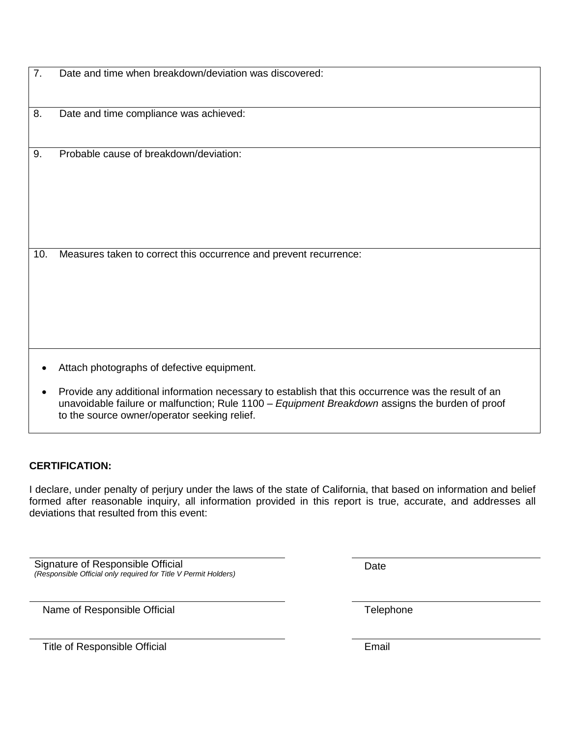| | |
|---|---|
| 7. | Date and time when breakdown/deviation was discovered: |
| 8. | Date and time compliance was achieved: |
| 9. | Probable cause of breakdown/deviation: |
| 10. | Measures taken to correct this occurrence and prevent recurrence: |

- Attach photographs of defective equipment.
- Provide any additional information necessary to establish that this occurrence was the result of an unavoidable failure or malfunction; Rule 1100 – *Equipment Breakdown* assigns the burden of proof to the source owner/operator seeking relief.

**CERTIFICATION:**

I declare, under penalty of perjury under the laws of the state of California, that based on information and belief formed after reasonable inquiry, all information provided in this report is true, accurate, and addresses all deviations that resulted from this event:

Signature of Responsible Official
*(Responsible Official only required for Title V Permit Holders)*

Date

Name of Responsible Official

Telephone

Title of Responsible Official

Email